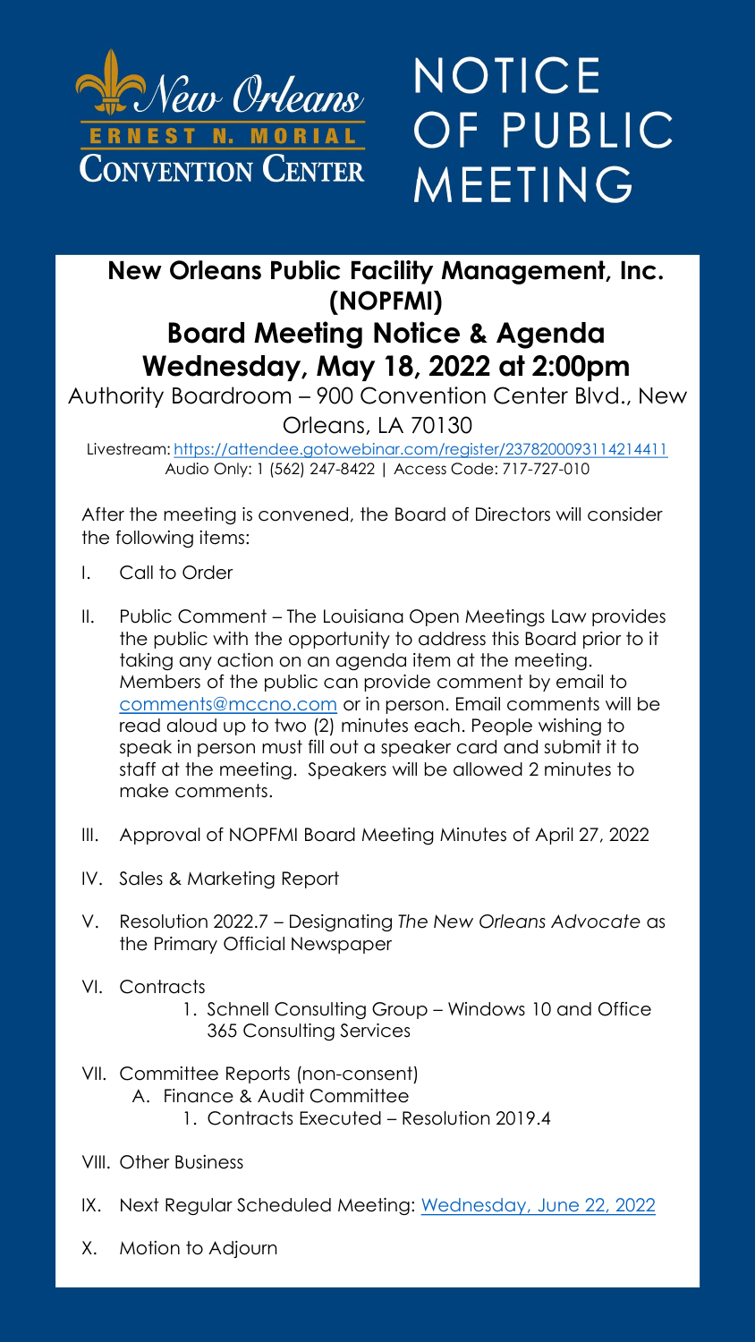New Orleans
ERNEST N. MORIAL
CONVENTION CENTER

# NOTICE OF PUBLIC MEETING

## New Orleans Public Facility Management, Inc. (NOPFMI)

## Board Meeting Notice & Agenda
## Wednesday, May 18, 2022 at 2:00pm

Authority Boardroom – 900 Convention Center Blvd., New Orleans, LA 70130

Livestream: https://attendee.gotowebinar.com/register/2378200093114214411
Audio Only: 1 (562) 247-8422 | Access Code: 717-727-010

After the meeting is convened, the Board of Directors will consider the following items:

I. Call to Order

II. Public Comment – The Louisiana Open Meetings Law provides the public with the opportunity to address this Board prior to it taking any action on an agenda item at the meeting. Members of the public can provide comment by email to comments@mccno.com or in person. Email comments will be read aloud up to two (2) minutes each. People wishing to speak in person must fill out a speaker card and submit it to staff at the meeting. Speakers will be allowed 2 minutes to make comments.

III. Approval of NOPFMI Board Meeting Minutes of April 27, 2022

IV. Sales & Marketing Report

V. Resolution 2022.7 – Designating *The New Orleans Advocate* as the Primary Official Newspaper

VI. Contracts
   1. Schnell Consulting Group – Windows 10 and Office 365 Consulting Services

VII. Committee Reports (non-consent)
   A. Finance & Audit Committee
      1. Contracts Executed – Resolution 2019.4

VIII. Other Business

IX. Next Regular Scheduled Meeting: Wednesday, June 22, 2022

X. Motion to Adjourn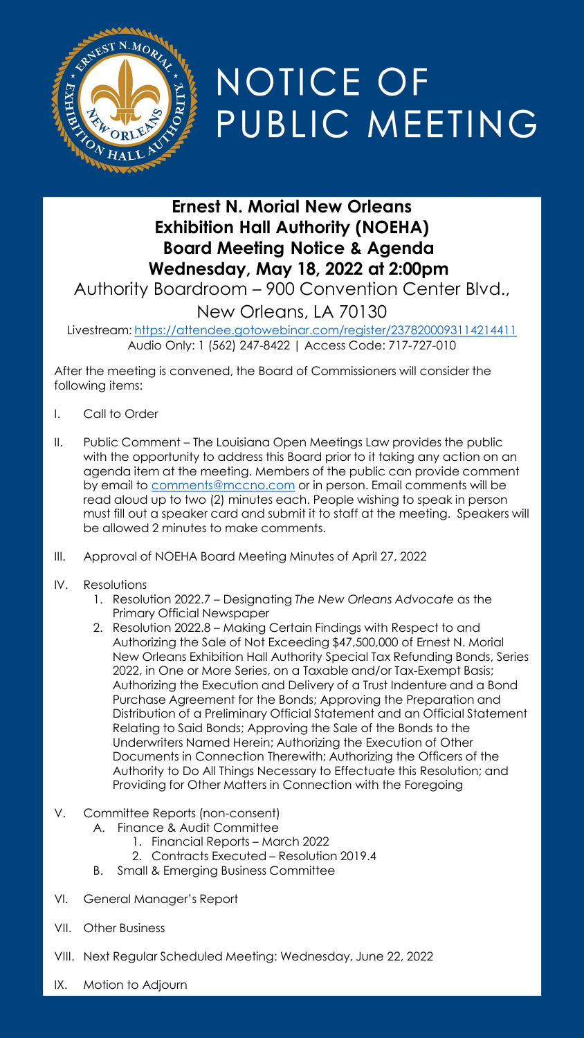# NOTICE OF PUBLIC MEETING

**Ernest N. Morial New Orleans Exhibition Hall Authority (NOEHA) Board Meeting Notice & Agenda Wednesday, May 18, 2022 at 2:00pm**

Authority Boardroom – 900 Convention Center Blvd., New Orleans, LA 70130

Livestream: https://attendee.gotowebinar.com/register/2378200093114214411
Audio Only: 1 (562) 247-8422 | Access Code: 717-727-010

After the meeting is convened, the Board of Commissioners will consider the following items:

I. Call to Order

II. Public Comment – The Louisiana Open Meetings Law provides the public with the opportunity to address this Board prior to it taking any action on an agenda item at the meeting. Members of the public can provide comment by email to comments@mccno.com or in person. Email comments will be read aloud up to two (2) minutes each. People wishing to speak in person must fill out a speaker card and submit it to staff at the meeting. Speakers will be allowed 2 minutes to make comments.

III. Approval of NOEHA Board Meeting Minutes of April 27, 2022

IV. Resolutions
   1. Resolution 2022.7 – Designating *The New Orleans Advocate* as the Primary Official Newspaper
   2. Resolution 2022.8 – Making Certain Findings with Respect to and Authorizing the Sale of Not Exceeding $47,500,000 of Ernest N. Morial New Orleans Exhibition Hall Authority Special Tax Refunding Bonds, Series 2022, in One or More Series, on a Taxable and/or Tax-Exempt Basis; Authorizing the Execution and Delivery of a Trust Indenture and a Bond Purchase Agreement for the Bonds; Approving the Preparation and Distribution of a Preliminary Official Statement and an Official Statement Relating to Said Bonds; Approving the Sale of the Bonds to the Underwriters Named Herein; Authorizing the Execution of Other Documents in Connection Therewith; Authorizing the Officers of the Authority to Do All Things Necessary to Effectuate this Resolution; and Providing for Other Matters in Connection with the Foregoing

V. Committee Reports (non-consent)
   A. Finance & Audit Committee
      1. Financial Reports – March 2022
      2. Contracts Executed – Resolution 2019.4
   B. Small & Emerging Business Committee

VI. General Manager's Report

VII. Other Business

VIII. Next Regular Scheduled Meeting: Wednesday, June 22, 2022

IX. Motion to Adjourn